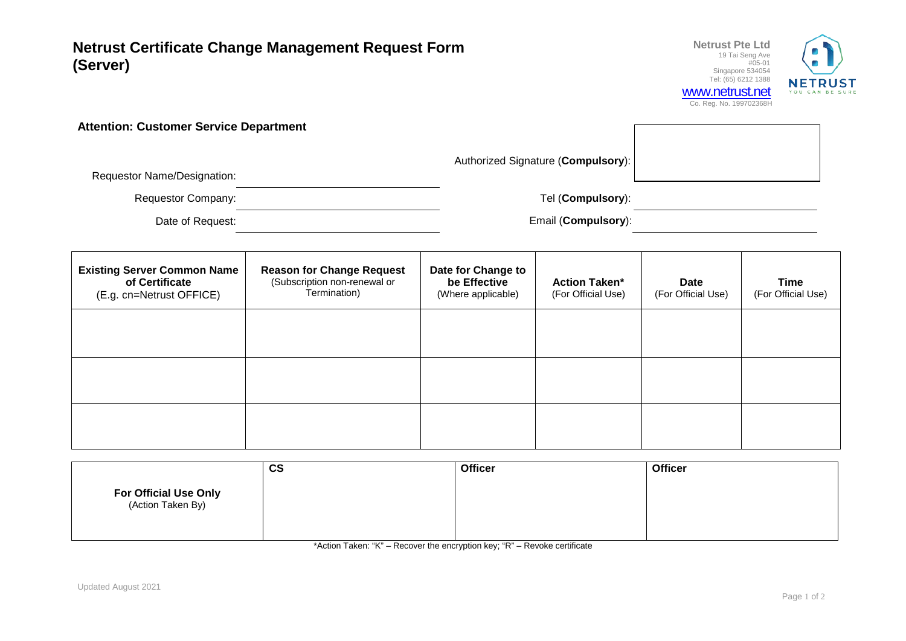# Netrust Certificate Change Management Request Form (Server)

**Netrust Pte Ltd**
19 Tai Seng Ave
#05-01
Singapore 534054
Tel: (65) 6212 1388
www.netrust.net
Co. Reg. No. 199702368H

NETRUST
YOU CAN BE SURE

**Attention: Customer Service Department**

Requestor Name/Designation: ____________________

Authorized Signature (**Compulsory**): ____________________

Requestor Company: ____________________

Tel (**Compulsory**): ____________________

Date of Request: ____________________

Email (**Compulsory**): ____________________

| **Existing Server Common Name of Certificate** (E.g. cn=Netrust OFFICE) | **Reason for Change Request** (Subscription non-renewal or Termination) | **Date for Change to be Effective** (Where applicable) | **Action Taken*** (For Official Use) | **Date** (For Official Use) | **Time** (For Official Use) |
|---|---|---|---|---|---|
| | | | | | |
| | | | | | |
| | | | | | |

| **For Official Use Only** (Action Taken By) | **CS** | **Officer** | **Officer** |
|---|---|---|---|
| | | | |

*Action Taken: "K" – Recover the encryption key; "R" – Revoke certificate

Updated August 2021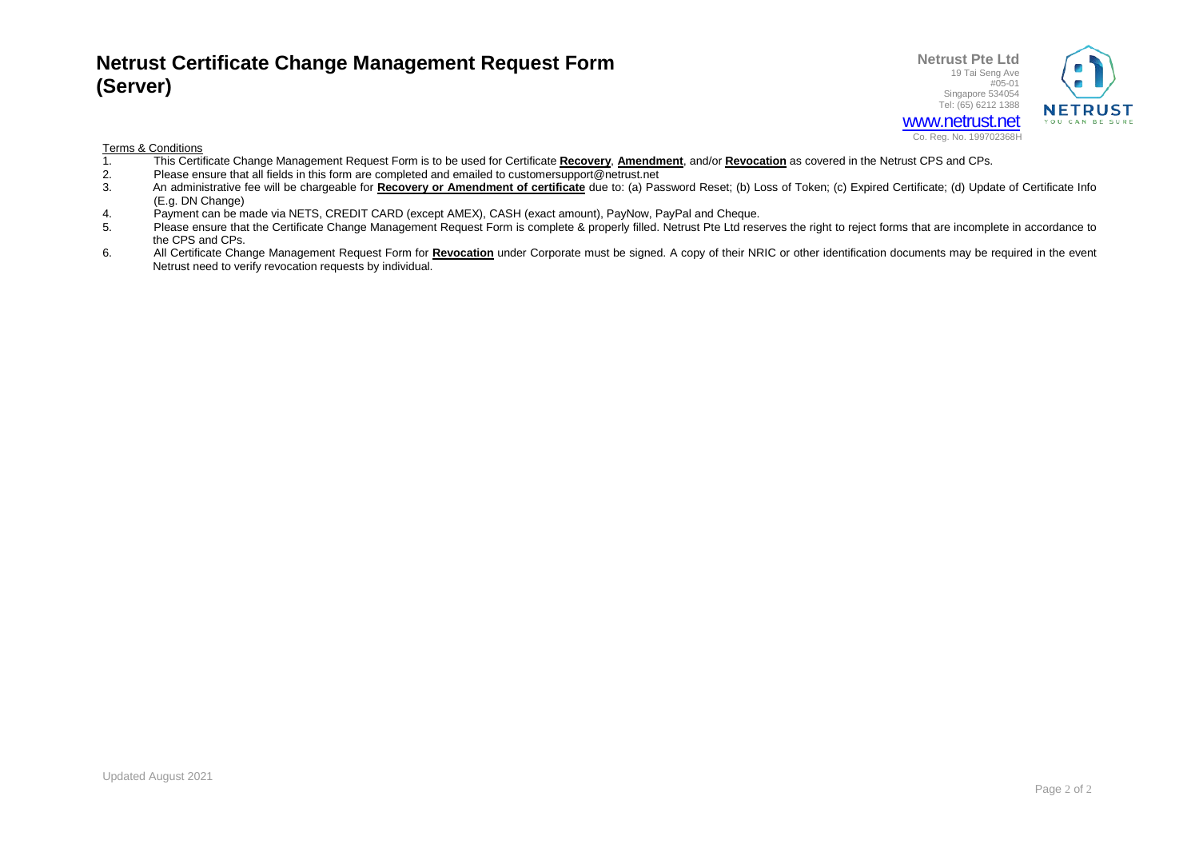# Netrust Certificate Change Management Request Form (Server)

**Netrust Pte Ltd**
19 Tai Seng Ave
#05-01
Singapore 534054
Tel: (65) 6212 1388
www.netrust.net
Co. Reg. No. 199702368H

Terms & Conditions

1. This Certificate Change Management Request Form is to be used for Certificate **Recovery**, **Amendment**, and/or **Revocation** as covered in the Netrust CPS and CPs.
2. Please ensure that all fields in this form are completed and emailed to customersupport@netrust.net
3. An administrative fee will be chargeable for **Recovery or Amendment of certificate** due to: (a) Password Reset; (b) Loss of Token; (c) Expired Certificate; (d) Update of Certificate Info (E.g. DN Change)
4. Payment can be made via NETS, CREDIT CARD (except AMEX), CASH (exact amount), PayNow, PayPal and Cheque.
5. Please ensure that the Certificate Change Management Request Form is complete & properly filled. Netrust Pte Ltd reserves the right to reject forms that are incomplete in accordance to the CPS and CPs.
6. All Certificate Change Management Request Form for **Revocation** under Corporate must be signed. A copy of their NRIC or other identification documents may be required in the event Netrust need to verify revocation requests by individual.

Updated August 2021